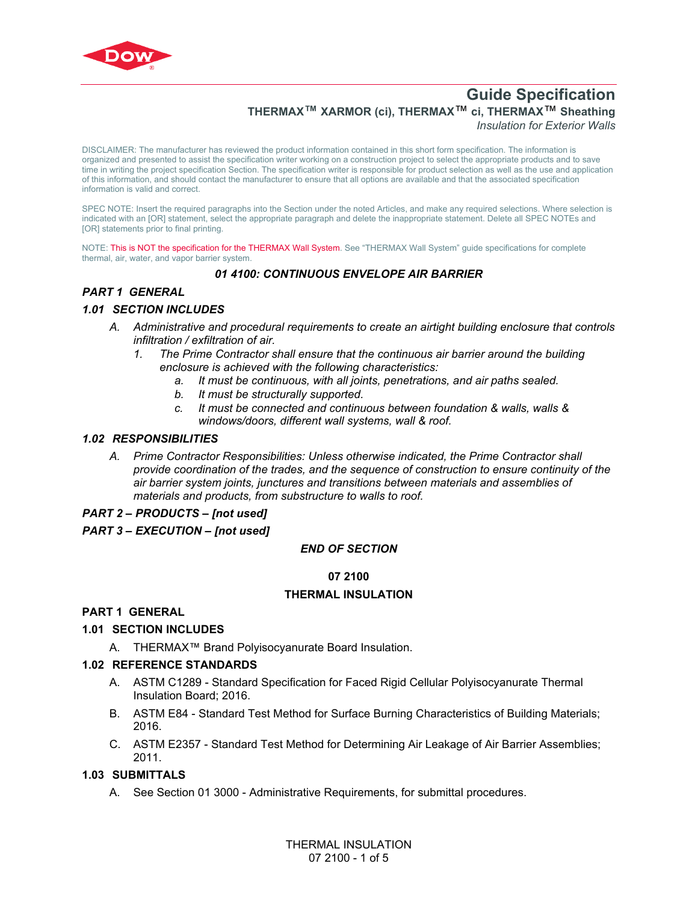# Guide Specification

**THERMAX™ XARMOR (ci), THERMAX™ ci, THERMAX™ Sheathing**

*Insulation for Exterior Walls*

DISCLAIMER: The manufacturer has reviewed the product information contained in this short form specification. The information is organized and presented to assist the specification writer working on a construction project to select the appropriate products and to save time in writing the project specification Section. The specification writer is responsible for product selection as well as the use and application of this information, and should contact the manufacturer to ensure that all options are available and that the associated specification information is valid and correct.

SPEC NOTE: Insert the required paragraphs into the Section under the noted Articles, and make any required selections. Where selection is indicated with an [OR] statement, select the appropriate paragraph and delete the inappropriate statement. Delete all SPEC NOTEs and [OR] statements prior to final printing.

NOTE: This is NOT the specification for the THERMAX Wall System. See "THERMAX Wall System" guide specifications for complete thermal, air, water, and vapor barrier system.

## *01 4100: CONTINUOUS ENVELOPE AIR BARRIER*

### *PART 1 GENERAL*

#### *1.01 SECTION INCLUDES*

*A. Administrative and procedural requirements to create an airtight building enclosure that controls infiltration / exfiltration of air.*

*1. The Prime Contractor shall ensure that the continuous air barrier around the building enclosure is achieved with the following characteristics:*

*a. It must be continuous, with all joints, penetrations, and air paths sealed.*

*b. It must be structurally supported.*

*c. It must be connected and continuous between foundation & walls, walls & windows/doors, different wall systems, wall & roof.*

#### *1.02 RESPONSIBILITIES*

*A. Prime Contractor Responsibilities: Unless otherwise indicated, the Prime Contractor shall provide coordination of the trades, and the sequence of construction to ensure continuity of the air barrier system joints, junctures and transitions between materials and assemblies of materials and products, from substructure to walls to roof.*

### *PART 2 – PRODUCTS – [not used]*

### *PART 3 – EXECUTION – [not used]*

*END OF SECTION*

## 07 2100

## THERMAL INSULATION

### PART 1 GENERAL

#### 1.01 SECTION INCLUDES

A. THERMAX™ Brand Polyisocyanurate Board Insulation.

#### 1.02 REFERENCE STANDARDS

A. ASTM C1289 - Standard Specification for Faced Rigid Cellular Polyisocyanurate Thermal Insulation Board; 2016.

B. ASTM E84 - Standard Test Method for Surface Burning Characteristics of Building Materials; 2016.

C. ASTM E2357 - Standard Test Method for Determining Air Leakage of Air Barrier Assemblies; 2011.

#### 1.03 SUBMITTALS

A. See Section 01 3000 - Administrative Requirements, for submittal procedures.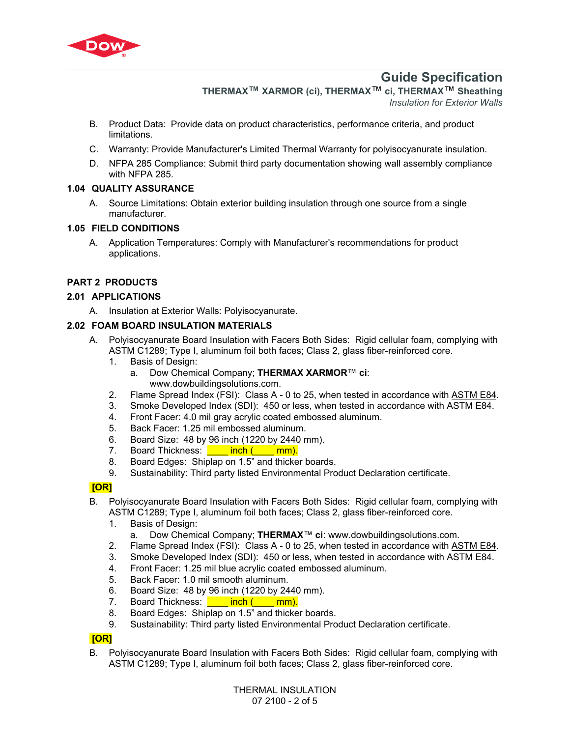B. Product Data: Provide data on product characteristics, performance criteria, and product limitations.

C. Warranty: Provide Manufacturer's Limited Thermal Warranty for polyisocyanurate insulation.

D. NFPA 285 Compliance: Submit third party documentation showing wall assembly compliance with NFPA 285.

### 1.04 QUALITY ASSURANCE

A. Source Limitations: Obtain exterior building insulation through one source from a single manufacturer.

### 1.05 FIELD CONDITIONS

A. Application Temperatures: Comply with Manufacturer's recommendations for product applications.

## PART 2 PRODUCTS

### 2.01 APPLICATIONS

A. Insulation at Exterior Walls: Polyisocyanurate.

### 2.02 FOAM BOARD INSULATION MATERIALS

A. Polyisocyanurate Board Insulation with Facers Both Sides: Rigid cellular foam, complying with ASTM C1289; Type I, aluminum foil both faces; Class 2, glass fiber-reinforced core.

1. Basis of Design:
   a. Dow Chemical Company; **THERMAX XARMOR™ ci**: www.dowbuildingsolutions.com.
2. Flame Spread Index (FSI): Class A - 0 to 25, when tested in accordance with ASTM E84.
3. Smoke Developed Index (SDI): 450 or less, when tested in accordance with ASTM E84.
4. Front Facer: 4.0 mil gray acrylic coated embossed aluminum.
5. Back Facer: 1.25 mil embossed aluminum.
6. Board Size: 48 by 96 inch (1220 by 2440 mm).
7. Board Thickness: ____ inch (____ mm).
8. Board Edges: Shiplap on 1.5" and thicker boards.
9. Sustainability: Third party listed Environmental Product Declaration certificate.

**[OR]**

B. Polyisocyanurate Board Insulation with Facers Both Sides: Rigid cellular foam, complying with ASTM C1289; Type I, aluminum foil both faces; Class 2, glass fiber-reinforced core.

1. Basis of Design:
   a. Dow Chemical Company; **THERMAX™ ci**: www.dowbuildingsolutions.com.
2. Flame Spread Index (FSI): Class A - 0 to 25, when tested in accordance with ASTM E84.
3. Smoke Developed Index (SDI): 450 or less, when tested in accordance with ASTM E84.
4. Front Facer: 1.25 mil blue acrylic coated embossed aluminum.
5. Back Facer: 1.0 mil smooth aluminum.
6. Board Size: 48 by 96 inch (1220 by 2440 mm).
7. Board Thickness: ____ inch (____ mm).
8. Board Edges: Shiplap on 1.5" and thicker boards.
9. Sustainability: Third party listed Environmental Product Declaration certificate.

**[OR]**

B. Polyisocyanurate Board Insulation with Facers Both Sides: Rigid cellular foam, complying with ASTM C1289; Type I, aluminum foil both faces; Class 2, glass fiber-reinforced core.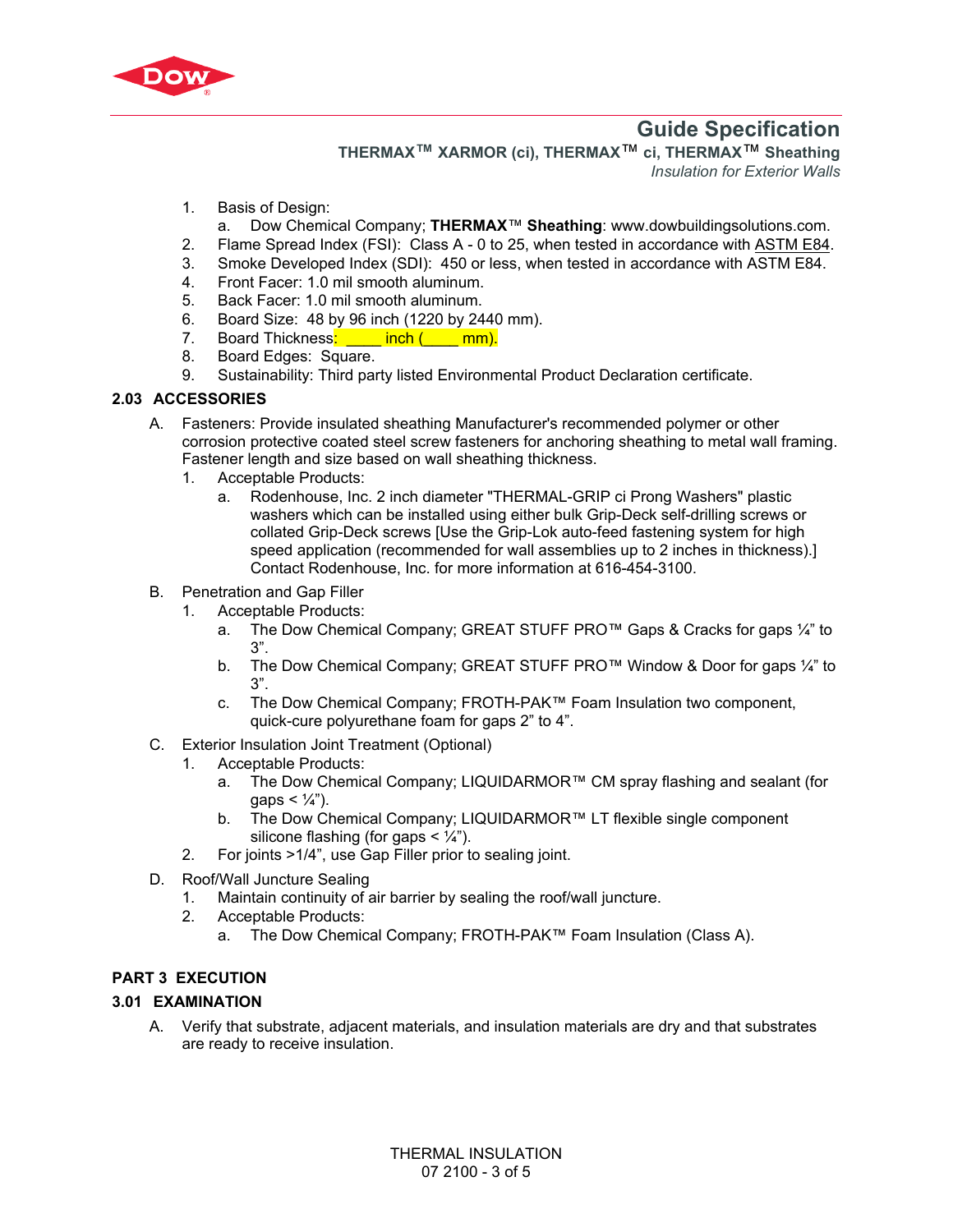1. Basis of Design:
    a. Dow Chemical Company; **THERMAX**™ **Sheathing**: www.dowbuildingsolutions.com.
2. Flame Spread Index (FSI): Class A - 0 to 25, when tested in accordance with ASTM E84.
3. Smoke Developed Index (SDI): 450 or less, when tested in accordance with ASTM E84.
4. Front Facer: 1.0 mil smooth aluminum.
5. Back Facer: 1.0 mil smooth aluminum.
6. Board Size: 48 by 96 inch (1220 by 2440 mm).
7. Board Thickness: ____ inch (____ mm).
8. Board Edges: Square.
9. Sustainability: Third party listed Environmental Product Declaration certificate.

### 2.03 ACCESSORIES

A. Fasteners: Provide insulated sheathing Manufacturer's recommended polymer or other corrosion protective coated steel screw fasteners for anchoring sheathing to metal wall framing. Fastener length and size based on wall sheathing thickness.
    1. Acceptable Products:
        a. Rodenhouse, Inc. 2 inch diameter "THERMAL-GRIP ci Prong Washers" plastic washers which can be installed using either bulk Grip-Deck self-drilling screws or collated Grip-Deck screws [Use the Grip-Lok auto-feed fastening system for high speed application (recommended for wall assemblies up to 2 inches in thickness).] Contact Rodenhouse, Inc. for more information at 616-454-3100.

B. Penetration and Gap Filler
    1. Acceptable Products:
        a. The Dow Chemical Company; GREAT STUFF PRO™ Gaps & Cracks for gaps ¼” to 3”.
        b. The Dow Chemical Company; GREAT STUFF PRO™ Window & Door for gaps ¼” to 3”.
        c. The Dow Chemical Company; FROTH-PAK™ Foam Insulation two component, quick-cure polyurethane foam for gaps 2” to 4”.

C. Exterior Insulation Joint Treatment (Optional)
    1. Acceptable Products:
        a. The Dow Chemical Company; LIQUIDARMOR™ CM spray flashing and sealant (for gaps < ¼”).
        b. The Dow Chemical Company; LIQUIDARMOR™ LT flexible single component silicone flashing (for gaps < ¼”).
    2. For joints >1/4”, use Gap Filler prior to sealing joint.

D. Roof/Wall Juncture Sealing
    1. Maintain continuity of air barrier by sealing the roof/wall juncture.
    2. Acceptable Products:
        a. The Dow Chemical Company; FROTH-PAK™ Foam Insulation (Class A).

## PART 3 EXECUTION

### 3.01 EXAMINATION

A. Verify that substrate, adjacent materials, and insulation materials are dry and that substrates are ready to receive insulation.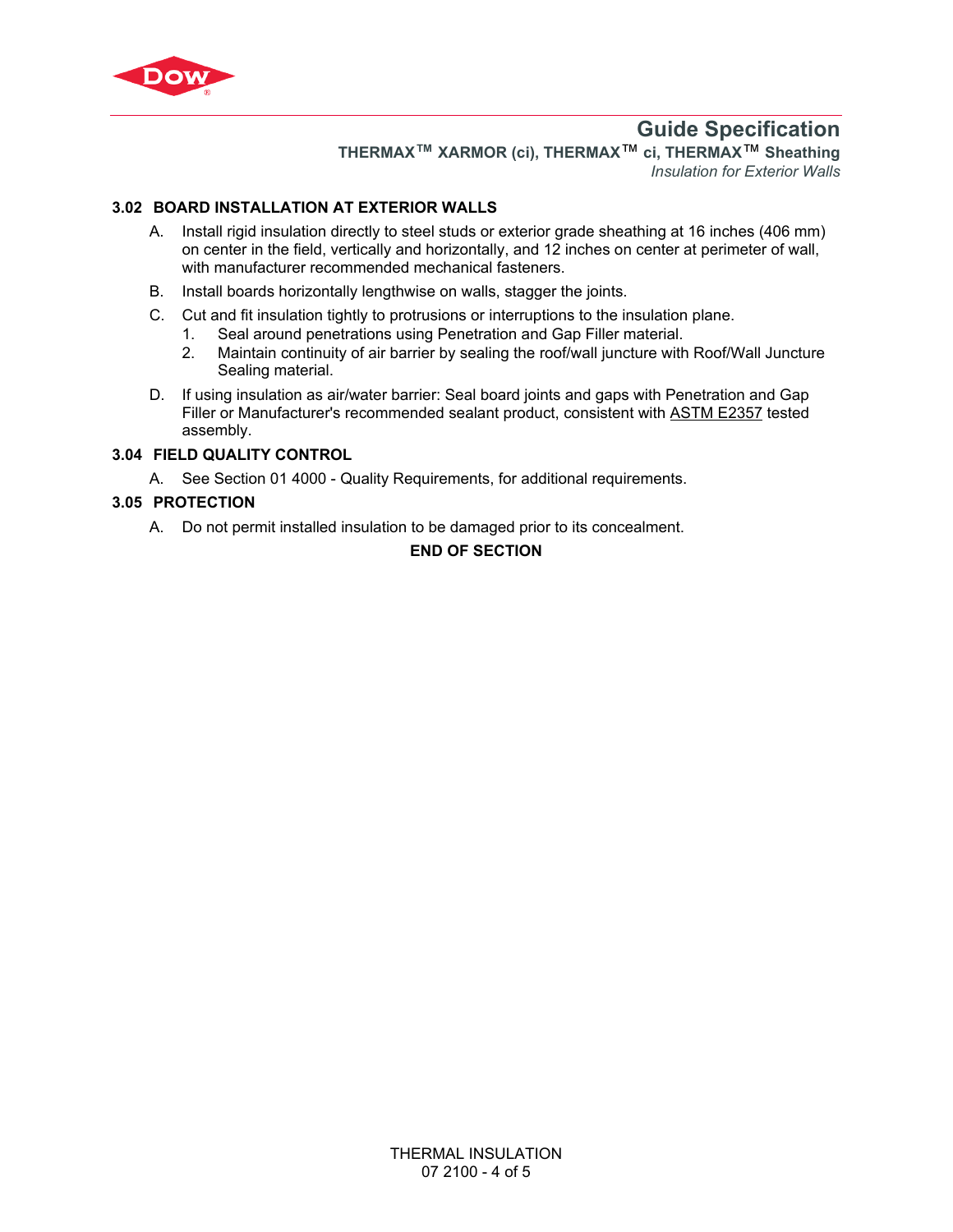### 3.02 BOARD INSTALLATION AT EXTERIOR WALLS

A. Install rigid insulation directly to steel studs or exterior grade sheathing at 16 inches (406 mm) on center in the field, vertically and horizontally, and 12 inches on center at perimeter of wall, with manufacturer recommended mechanical fasteners.

B. Install boards horizontally lengthwise on walls, stagger the joints.

C. Cut and fit insulation tightly to protrusions or interruptions to the insulation plane.
   1. Seal around penetrations using Penetration and Gap Filler material.
   2. Maintain continuity of air barrier by sealing the roof/wall juncture with Roof/Wall Juncture Sealing material.

D. If using insulation as air/water barrier: Seal board joints and gaps with Penetration and Gap Filler or Manufacturer's recommended sealant product, consistent with ASTM E2357 tested assembly.

### 3.04 FIELD QUALITY CONTROL

A. See Section 01 4000 - Quality Requirements, for additional requirements.

### 3.05 PROTECTION

A. Do not permit installed insulation to be damaged prior to its concealment.

**END OF SECTION**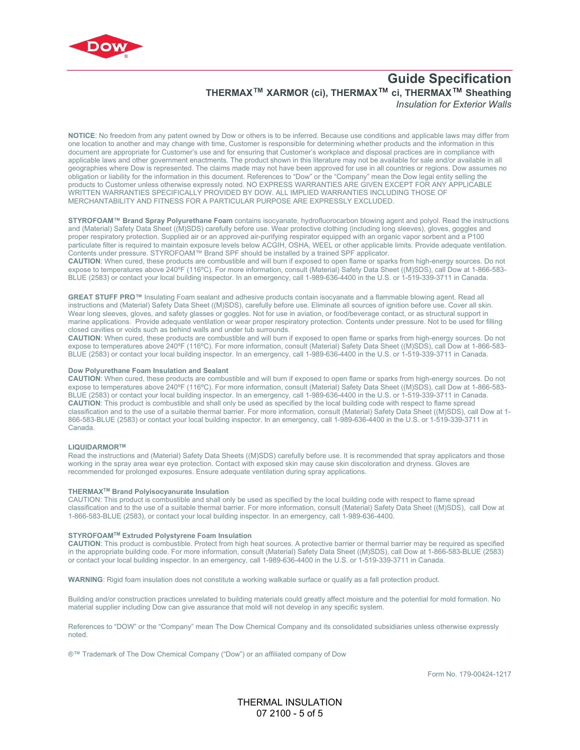# Guide Specification

## THERMAX™ XARMOR (ci), THERMAX™ ci, THERMAX™ Sheathing

*Insulation for Exterior Walls*

**NOTICE**: No freedom from any patent owned by Dow or others is to be inferred. Because use conditions and applicable laws may differ from one location to another and may change with time, Customer is responsible for determining whether products and the information in this document are appropriate for Customer's use and for ensuring that Customer's workplace and disposal practices are in compliance with applicable laws and other government enactments. The product shown in this literature may not be available for sale and/or available in all geographies where Dow is represented. The claims made may not have been approved for use in all countries or regions. Dow assumes no obligation or liability for the information in this document. References to "Dow" or the "Company" mean the Dow legal entity selling the products to Customer unless otherwise expressly noted. NO EXPRESS WARRANTIES ARE GIVEN EXCEPT FOR ANY APPLICABLE WRITTEN WARRANTIES SPECIFICALLY PROVIDED BY DOW. ALL IMPLIED WARRANTIES INCLUDING THOSE OF MERCHANTABILITY AND FITNESS FOR A PARTICULAR PURPOSE ARE EXPRESSLY EXCLUDED.

**STYROFOAM™ Brand Spray Polyurethane Foam** contains isocyanate, hydrofluorocarbon blowing agent and polyol. Read the instructions and (Material) Safety Data Sheet ((M)SDS) carefully before use. Wear protective clothing (including long sleeves), gloves, goggles and proper respiratory protection. Supplied air or an approved air-purifying respirator equipped with an organic vapor sorbent and a P100 particulate filter is required to maintain exposure levels below ACGIH, OSHA, WEEL or other applicable limits. Provide adequate ventilation. Contents under pressure. STYROFOAM™ Brand SPF should be installed by a trained SPF applicator.
**CAUTION**: When cured, these products are combustible and will burn if exposed to open flame or sparks from high-energy sources. Do not expose to temperatures above 240ºF (116ºC). For more information, consult (Material) Safety Data Sheet ((M)SDS), call Dow at 1-866-583-BLUE (2583) or contact your local building inspector. In an emergency, call 1-989-636-4400 in the U.S. or 1-519-339-3711 in Canada.

**GREAT STUFF PRO™** Insulating Foam sealant and adhesive products contain isocyanate and a flammable blowing agent. Read all instructions and (Material) Safety Data Sheet ((M)SDS), carefully before use. Eliminate all sources of ignition before use. Cover all skin. Wear long sleeves, gloves, and safety glasses or goggles. Not for use in aviation, or food/beverage contact, or as structural support in marine applications. Provide adequate ventilation or wear proper respiratory protection. Contents under pressure. Not to be used for filling closed cavities or voids such as behind walls and under tub surrounds.
**CAUTION**: When cured, these products are combustible and will burn if exposed to open flame or sparks from high-energy sources. Do not expose to temperatures above 240ºF (116ºC). For more information, consult (Material) Safety Data Sheet ((M)SDS), call Dow at 1-866-583-BLUE (2583) or contact your local building inspector. In an emergency, call 1-989-636-4400 in the U.S. or 1-519-339-3711 in Canada.

**Dow Polyurethane Foam Insulation and Sealant**
**CAUTION**: When cured, these products are combustible and will burn if exposed to open flame or sparks from high-energy sources. Do not expose to temperatures above 240ºF (116ºC). For more information, consult (Material) Safety Data Sheet ((M)SDS), call Dow at 1-866-583-BLUE (2583) or contact your local building inspector. In an emergency, call 1-989-636-4400 in the U.S. or 1-519-339-3711 in Canada.
**CAUTION**: This product is combustible and shall only be used as specified by the local building code with respect to flame spread classification and to the use of a suitable thermal barrier. For more information, consult (Material) Safety Data Sheet ((M)SDS), call Dow at 1-866-583-BLUE (2583) or contact your local building inspector. In an emergency, call 1-989-636-4400 in the U.S. or 1-519-339-3711 in Canada.

**LIQUIDARMOR™**
Read the instructions and (Material) Safety Data Sheets ((M)SDS) carefully before use. It is recommended that spray applicators and those working in the spray area wear eye protection. Contact with exposed skin may cause skin discoloration and dryness. Gloves are recommended for prolonged exposures. Ensure adequate ventilation during spray applications.

**THERMAX™ Brand Polyisocyanurate Insulation**
CAUTION: This product is combustible and shall only be used as specified by the local building code with respect to flame spread classification and to the use of a suitable thermal barrier. For more information, consult (Material) Safety Data Sheet ((M)SDS), call Dow at 1-866-583-BLUE (2583), or contact your local building inspector. In an emergency, call 1-989-636-4400.

**STYROFOAM™ Extruded Polystyrene Foam Insulation**
**CAUTION**: This product is combustible. Protect from high heat sources. A protective barrier or thermal barrier may be required as specified in the appropriate building code. For more information, consult (Material) Safety Data Sheet ((M)SDS), call Dow at 1-866-583-BLUE (2583) or contact your local building inspector. In an emergency, call 1-989-636-4400 in the U.S. or 1-519-339-3711 in Canada.

**WARNING**: Rigid foam insulation does not constitute a working walkable surface or qualify as a fall protection product.

Building and/or construction practices unrelated to building materials could greatly affect moisture and the potential for mold formation. No material supplier including Dow can give assurance that mold will not develop in any specific system.

References to "DOW" or the "Company" mean The Dow Chemical Company and its consolidated subsidiaries unless otherwise expressly noted.

®™ Trademark of The Dow Chemical Company ("Dow") or an affiliated company of Dow

Form No. 179-00424-1217